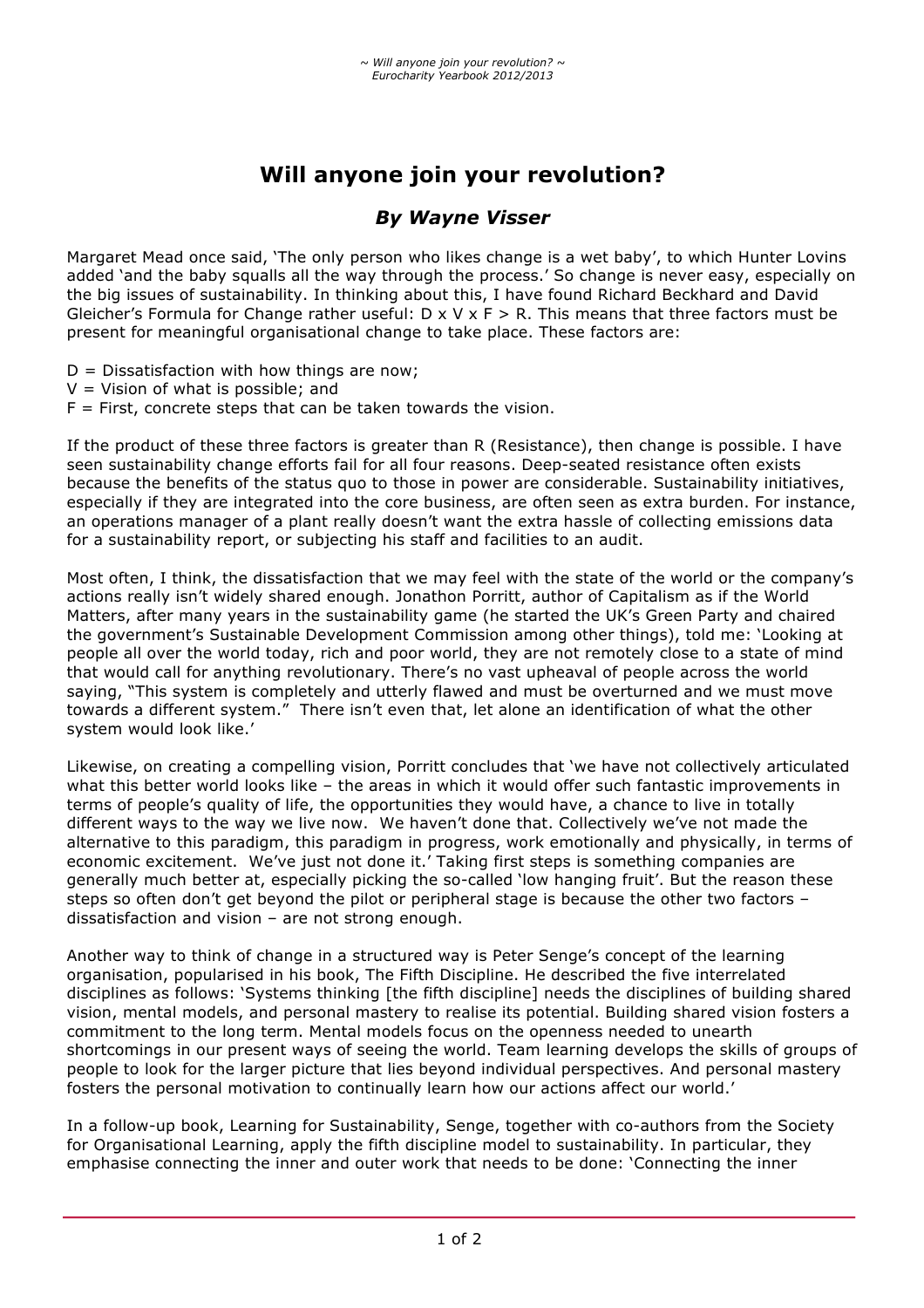# Will anyone join your revolution?

## *By Wayne Visser*

Margaret Mead once said, 'The only person who likes change is a wet baby', to which Hunter Lovins added 'and the baby squalls all the way through the process.' So change is never easy, especially on the big issues of sustainability. In thinking about this, I have found Richard Beckhard and David Gleicher's Formula for Change rather useful: $D \times V \times F > R$. This means that three factors must be present for meaningful organisational change to take place. These factors are:

D = Dissatisfaction with how things are now;
V = Vision of what is possible; and
F = First, concrete steps that can be taken towards the vision.

If the product of these three factors is greater than R (Resistance), then change is possible. I have seen sustainability change efforts fail for all four reasons. Deep-seated resistance often exists because the benefits of the status quo to those in power are considerable. Sustainability initiatives, especially if they are integrated into the core business, are often seen as extra burden. For instance, an operations manager of a plant really doesn't want the extra hassle of collecting emissions data for a sustainability report, or subjecting his staff and facilities to an audit.

Most often, I think, the dissatisfaction that we may feel with the state of the world or the company's actions really isn't widely shared enough. Jonathon Porritt, author of Capitalism as if the World Matters, after many years in the sustainability game (he started the UK's Green Party and chaired the government's Sustainable Development Commission among other things), told me: 'Looking at people all over the world today, rich and poor world, they are not remotely close to a state of mind that would call for anything revolutionary. There's no vast upheaval of people across the world saying, "This system is completely and utterly flawed and must be overturned and we must move towards a different system." There isn't even that, let alone an identification of what the other system would look like.'

Likewise, on creating a compelling vision, Porritt concludes that 'we have not collectively articulated what this better world looks like – the areas in which it would offer such fantastic improvements in terms of people's quality of life, the opportunities they would have, a chance to live in totally different ways to the way we live now. We haven't done that. Collectively we've not made the alternative to this paradigm, this paradigm in progress, work emotionally and physically, in terms of economic excitement. We've just not done it.' Taking first steps is something companies are generally much better at, especially picking the so-called 'low hanging fruit'. But the reason these steps so often don't get beyond the pilot or peripheral stage is because the other two factors – dissatisfaction and vision – are not strong enough.

Another way to think of change in a structured way is Peter Senge's concept of the learning organisation, popularised in his book, The Fifth Discipline. He described the five interrelated disciplines as follows: 'Systems thinking [the fifth discipline] needs the disciplines of building shared vision, mental models, and personal mastery to realise its potential. Building shared vision fosters a commitment to the long term. Mental models focus on the openness needed to unearth shortcomings in our present ways of seeing the world. Team learning develops the skills of groups of people to look for the larger picture that lies beyond individual perspectives. And personal mastery fosters the personal motivation to continually learn how our actions affect our world.'

In a follow-up book, Learning for Sustainability, Senge, together with co-authors from the Society for Organisational Learning, apply the fifth discipline model to sustainability. In particular, they emphasise connecting the inner and outer work that needs to be done: 'Connecting the inner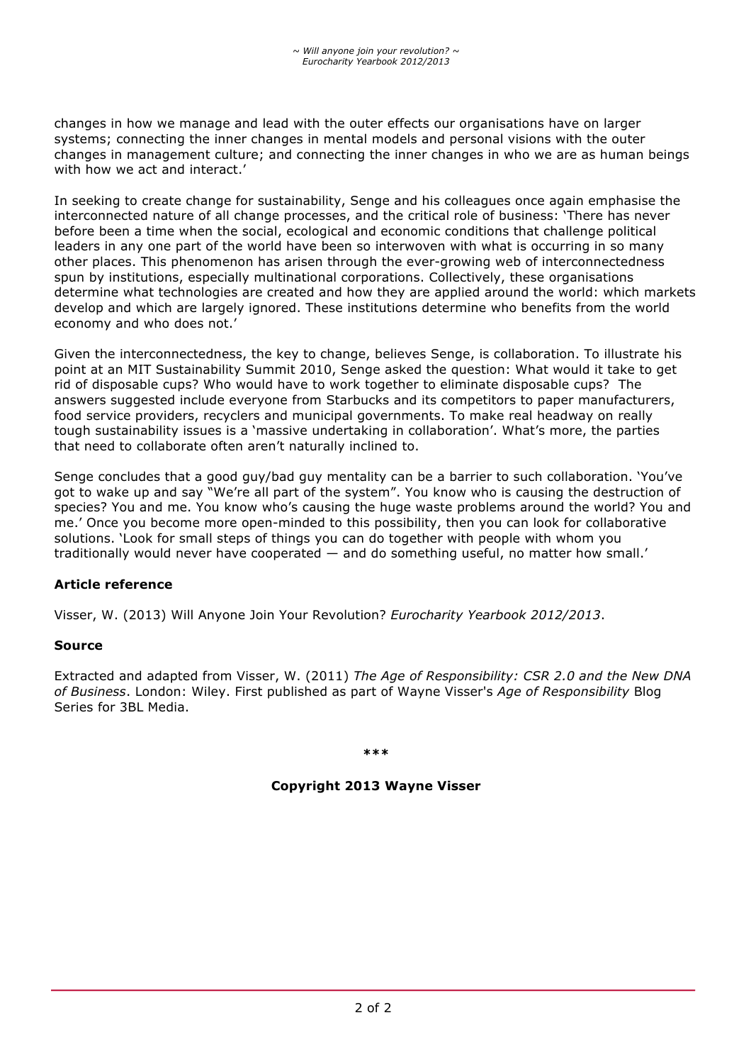changes in how we manage and lead with the outer effects our organisations have on larger systems; connecting the inner changes in mental models and personal visions with the outer changes in management culture; and connecting the inner changes in who we are as human beings with how we act and interact.'

In seeking to create change for sustainability, Senge and his colleagues once again emphasise the interconnected nature of all change processes, and the critical role of business: 'There has never before been a time when the social, ecological and economic conditions that challenge political leaders in any one part of the world have been so interwoven with what is occurring in so many other places. This phenomenon has arisen through the ever-growing web of interconnectedness spun by institutions, especially multinational corporations. Collectively, these organisations determine what technologies are created and how they are applied around the world: which markets develop and which are largely ignored. These institutions determine who benefits from the world economy and who does not.'

Given the interconnectedness, the key to change, believes Senge, is collaboration. To illustrate his point at an MIT Sustainability Summit 2010, Senge asked the question: What would it take to get rid of disposable cups? Who would have to work together to eliminate disposable cups? The answers suggested include everyone from Starbucks and its competitors to paper manufacturers, food service providers, recyclers and municipal governments. To make real headway on really tough sustainability issues is a 'massive undertaking in collaboration'. What's more, the parties that need to collaborate often aren't naturally inclined to.

Senge concludes that a good guy/bad guy mentality can be a barrier to such collaboration. 'You've got to wake up and say "We're all part of the system". You know who is causing the destruction of species? You and me. You know who's causing the huge waste problems around the world? You and me.' Once you become more open-minded to this possibility, then you can look for collaborative solutions. 'Look for small steps of things you can do together with people with whom you traditionally would never have cooperated — and do something useful, no matter how small.'

### Article reference

Visser, W. (2013) Will Anyone Join Your Revolution? *Eurocharity Yearbook 2012/2013*.

### Source

Extracted and adapted from Visser, W. (2011) *The Age of Responsibility: CSR 2.0 and the New DNA of Business*. London: Wiley. First published as part of Wayne Visser's *Age of Responsibility* Blog Series for 3BL Media.

***

**Copyright 2013 Wayne Visser**